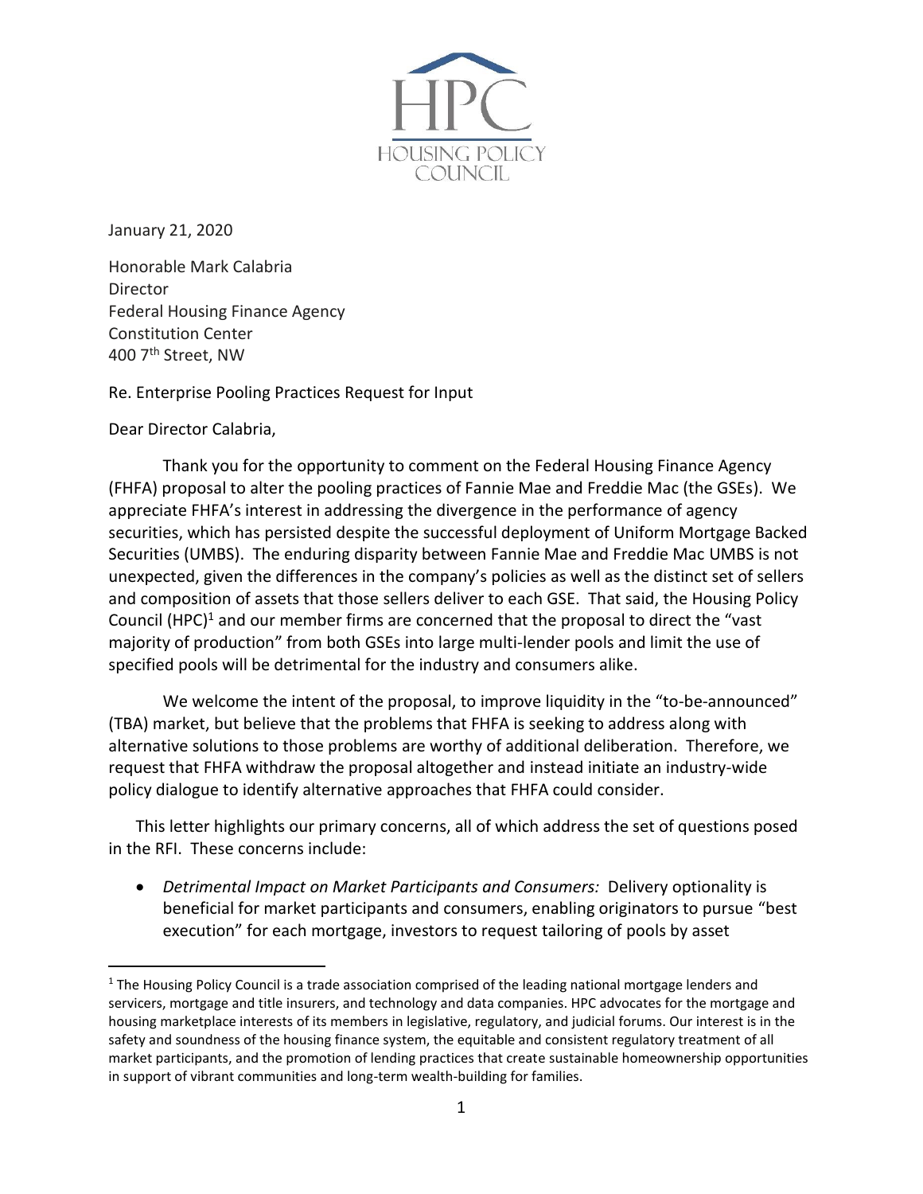HPC
HOUSING POLICY COUNCIL

January 21, 2020

Honorable Mark Calabria
Director
Federal Housing Finance Agency
Constitution Center
400 7th Street, NW

Re. Enterprise Pooling Practices Request for Input

Dear Director Calabria,

Thank you for the opportunity to comment on the Federal Housing Finance Agency (FHFA) proposal to alter the pooling practices of Fannie Mae and Freddie Mac (the GSEs). We appreciate FHFA's interest in addressing the divergence in the performance of agency securities, which has persisted despite the successful deployment of Uniform Mortgage Backed Securities (UMBS). The enduring disparity between Fannie Mae and Freddie Mac UMBS is not unexpected, given the differences in the company's policies as well as the distinct set of sellers and composition of assets that those sellers deliver to each GSE. That said, the Housing Policy Council (HPC)[1] and our member firms are concerned that the proposal to direct the "vast majority of production" from both GSEs into large multi-lender pools and limit the use of specified pools will be detrimental for the industry and consumers alike.

We welcome the intent of the proposal, to improve liquidity in the "to-be-announced" (TBA) market, but believe that the problems that FHFA is seeking to address along with alternative solutions to those problems are worthy of additional deliberation. Therefore, we request that FHFA withdraw the proposal altogether and instead initiate an industry-wide policy dialogue to identify alternative approaches that FHFA could consider.

This letter highlights our primary concerns, all of which address the set of questions posed in the RFI. These concerns include:

- *Detrimental Impact on Market Participants and Consumers:* Delivery optionality is beneficial for market participants and consumers, enabling originators to pursue "best execution" for each mortgage, investors to request tailoring of pools by asset

---

[1] The Housing Policy Council is a trade association comprised of the leading national mortgage lenders and servicers, mortgage and title insurers, and technology and data companies. HPC advocates for the mortgage and housing marketplace interests of its members in legislative, regulatory, and judicial forums. Our interest is in the safety and soundness of the housing finance system, the equitable and consistent regulatory treatment of all market participants, and the promotion of lending practices that create sustainable homeownership opportunities in support of vibrant communities and long-term wealth-building for families.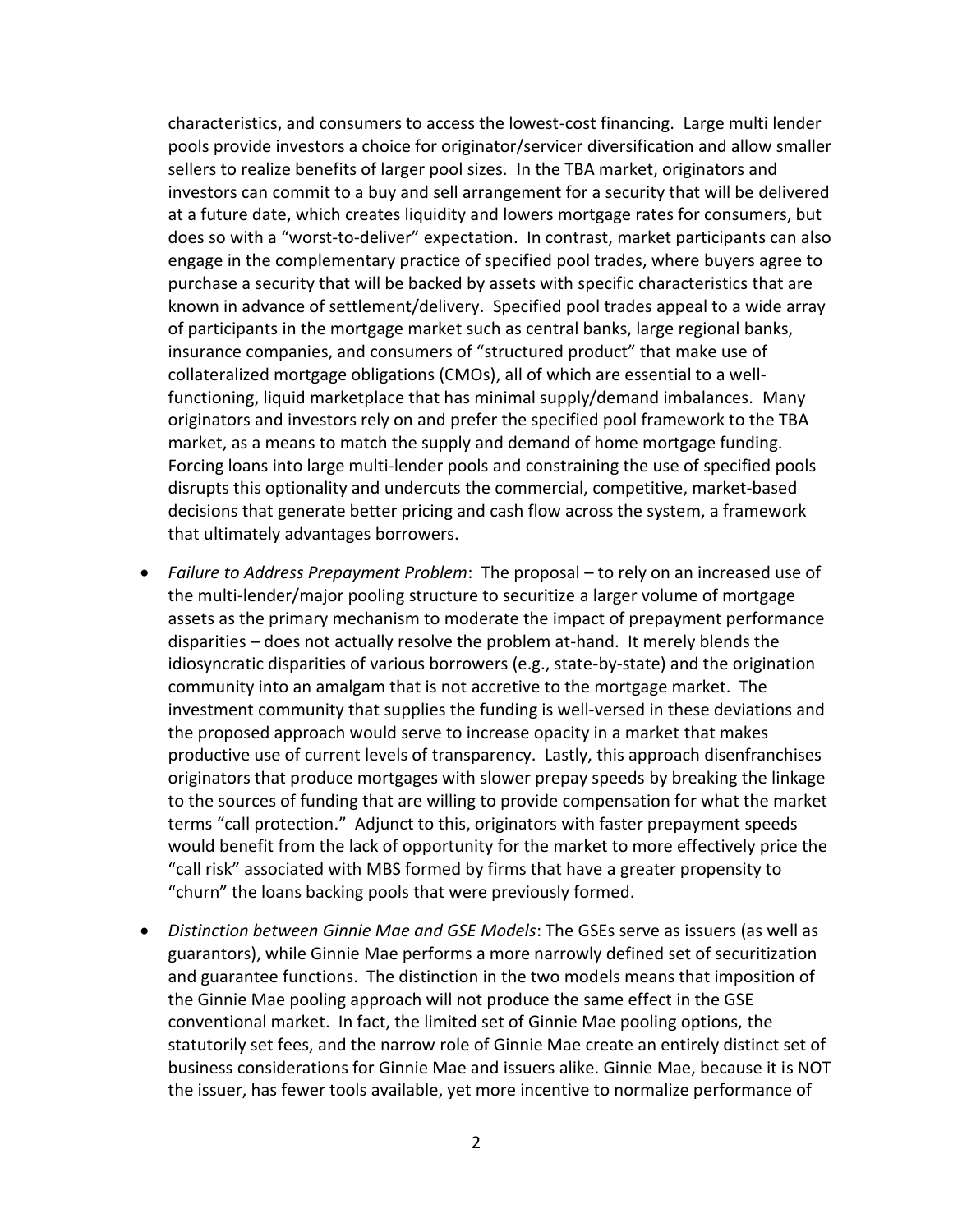characteristics, and consumers to access the lowest-cost financing. Large multi lender pools provide investors a choice for originator/servicer diversification and allow smaller sellers to realize benefits of larger pool sizes. In the TBA market, originators and investors can commit to a buy and sell arrangement for a security that will be delivered at a future date, which creates liquidity and lowers mortgage rates for consumers, but does so with a "worst-to-deliver" expectation. In contrast, market participants can also engage in the complementary practice of specified pool trades, where buyers agree to purchase a security that will be backed by assets with specific characteristics that are known in advance of settlement/delivery. Specified pool trades appeal to a wide array of participants in the mortgage market such as central banks, large regional banks, insurance companies, and consumers of "structured product" that make use of collateralized mortgage obligations (CMOs), all of which are essential to a well-functioning, liquid marketplace that has minimal supply/demand imbalances. Many originators and investors rely on and prefer the specified pool framework to the TBA market, as a means to match the supply and demand of home mortgage funding. Forcing loans into large multi-lender pools and constraining the use of specified pools disrupts this optionality and undercuts the commercial, competitive, market-based decisions that generate better pricing and cash flow across the system, a framework that ultimately advantages borrowers.

- *Failure to Address Prepayment Problem*: The proposal – to rely on an increased use of the multi-lender/major pooling structure to securitize a larger volume of mortgage assets as the primary mechanism to moderate the impact of prepayment performance disparities – does not actually resolve the problem at-hand. It merely blends the idiosyncratic disparities of various borrowers (e.g., state-by-state) and the origination community into an amalgam that is not accretive to the mortgage market. The investment community that supplies the funding is well-versed in these deviations and the proposed approach would serve to increase opacity in a market that makes productive use of current levels of transparency. Lastly, this approach disenfranchises originators that produce mortgages with slower prepay speeds by breaking the linkage to the sources of funding that are willing to provide compensation for what the market terms "call protection." Adjunct to this, originators with faster prepayment speeds would benefit from the lack of opportunity for the market to more effectively price the "call risk" associated with MBS formed by firms that have a greater propensity to "churn" the loans backing pools that were previously formed.

- *Distinction between Ginnie Mae and GSE Models*: The GSEs serve as issuers (as well as guarantors), while Ginnie Mae performs a more narrowly defined set of securitization and guarantee functions. The distinction in the two models means that imposition of the Ginnie Mae pooling approach will not produce the same effect in the GSE conventional market. In fact, the limited set of Ginnie Mae pooling options, the statutorily set fees, and the narrow role of Ginnie Mae create an entirely distinct set of business considerations for Ginnie Mae and issuers alike. Ginnie Mae, because it is NOT the issuer, has fewer tools available, yet more incentive to normalize performance of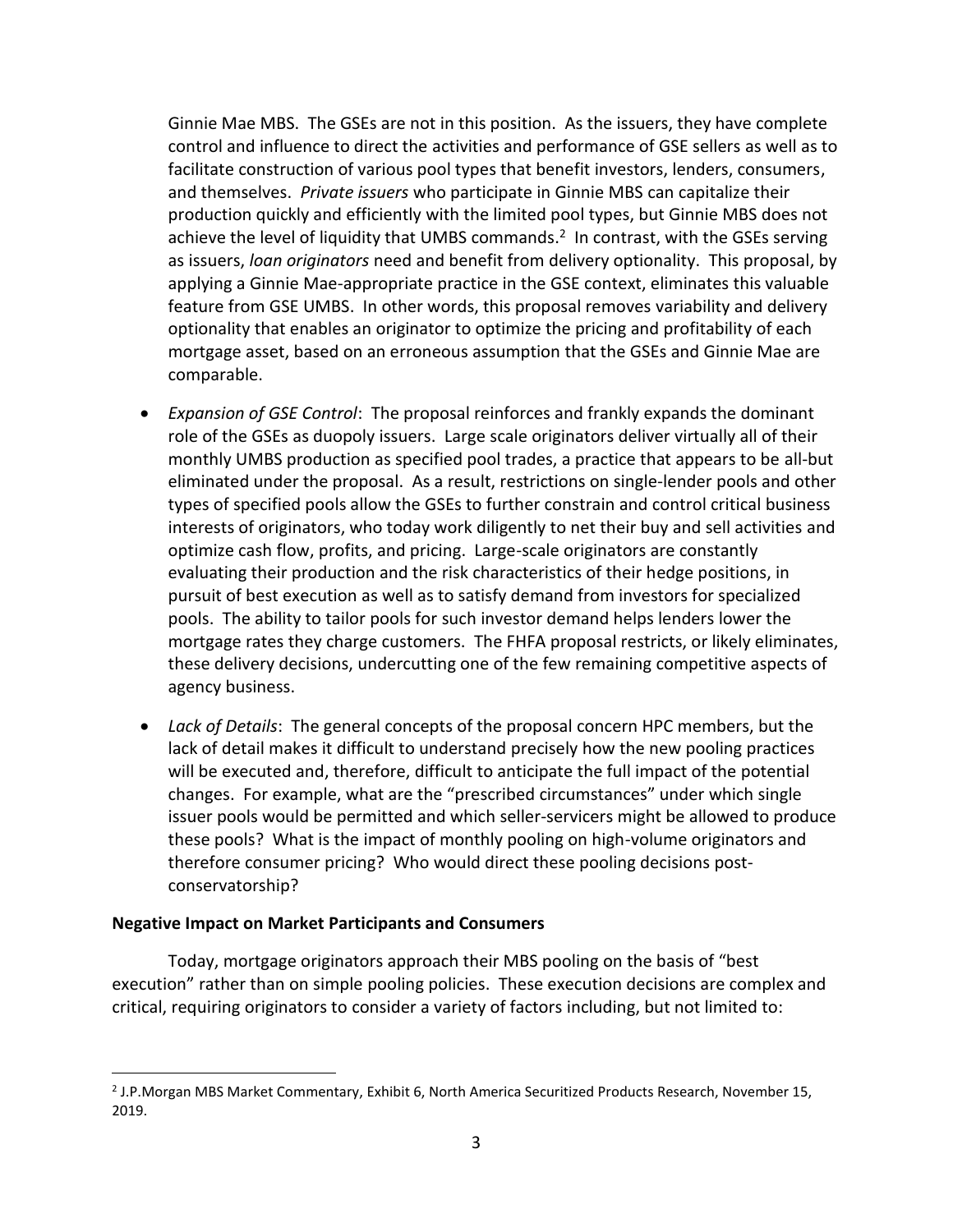Ginnie Mae MBS. The GSEs are not in this position. As the issuers, they have complete control and influence to direct the activities and performance of GSE sellers as well as to facilitate construction of various pool types that benefit investors, lenders, consumers, and themselves. *Private issuers* who participate in Ginnie MBS can capitalize their production quickly and efficiently with the limited pool types, but Ginnie MBS does not achieve the level of liquidity that UMBS commands.[2] In contrast, with the GSEs serving as issuers, *loan originators* need and benefit from delivery optionality. This proposal, by applying a Ginnie Mae-appropriate practice in the GSE context, eliminates this valuable feature from GSE UMBS. In other words, this proposal removes variability and delivery optionality that enables an originator to optimize the pricing and profitability of each mortgage asset, based on an erroneous assumption that the GSEs and Ginnie Mae are comparable.

- *Expansion of GSE Control*: The proposal reinforces and frankly expands the dominant role of the GSEs as duopoly issuers. Large scale originators deliver virtually all of their monthly UMBS production as specified pool trades, a practice that appears to be all-but eliminated under the proposal. As a result, restrictions on single-lender pools and other types of specified pools allow the GSEs to further constrain and control critical business interests of originators, who today work diligently to net their buy and sell activities and optimize cash flow, profits, and pricing. Large-scale originators are constantly evaluating their production and the risk characteristics of their hedge positions, in pursuit of best execution as well as to satisfy demand from investors for specialized pools. The ability to tailor pools for such investor demand helps lenders lower the mortgage rates they charge customers. The FHFA proposal restricts, or likely eliminates, these delivery decisions, undercutting one of the few remaining competitive aspects of agency business.

- *Lack of Details*: The general concepts of the proposal concern HPC members, but the lack of detail makes it difficult to understand precisely how the new pooling practices will be executed and, therefore, difficult to anticipate the full impact of the potential changes. For example, what are the "prescribed circumstances" under which single issuer pools would be permitted and which seller-servicers might be allowed to produce these pools? What is the impact of monthly pooling on high-volume originators and therefore consumer pricing? Who would direct these pooling decisions post-conservatorship?

**Negative Impact on Market Participants and Consumers**

Today, mortgage originators approach their MBS pooling on the basis of "best execution" rather than on simple pooling policies. These execution decisions are complex and critical, requiring originators to consider a variety of factors including, but not limited to:

[2] J.P.Morgan MBS Market Commentary, Exhibit 6, North America Securitized Products Research, November 15, 2019.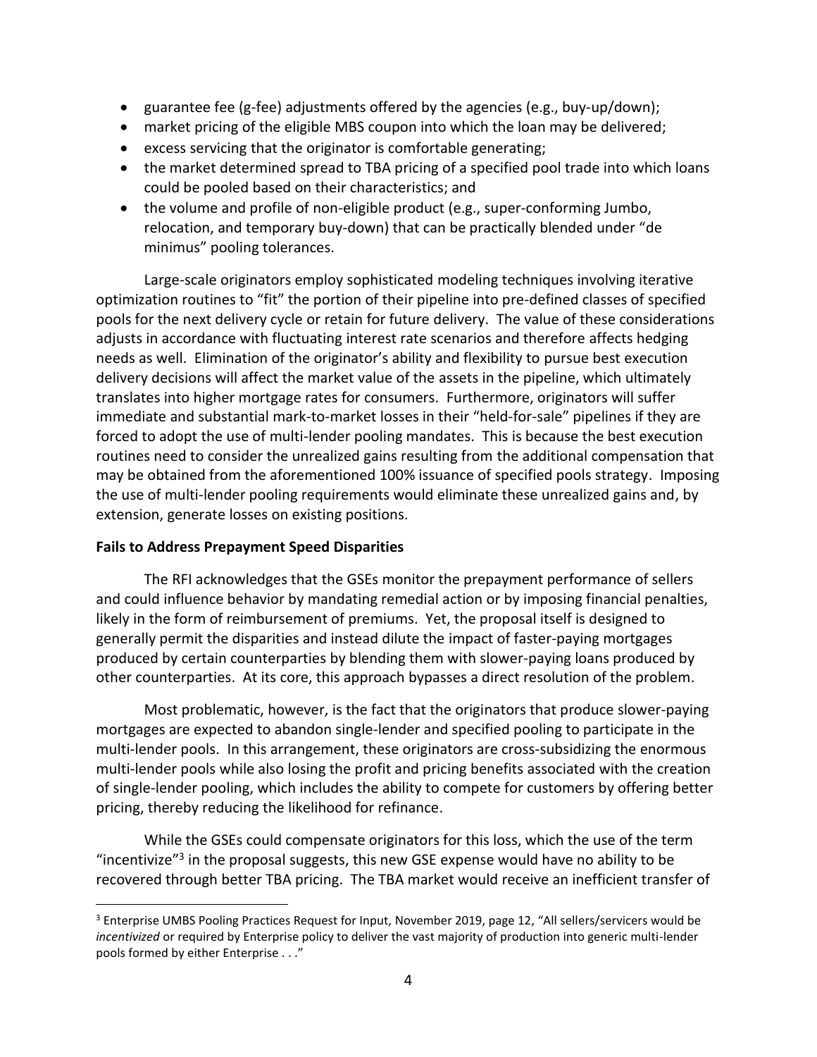- guarantee fee (g-fee) adjustments offered by the agencies (e.g., buy-up/down);
- market pricing of the eligible MBS coupon into which the loan may be delivered;
- excess servicing that the originator is comfortable generating;
- the market determined spread to TBA pricing of a specified pool trade into which loans could be pooled based on their characteristics; and
- the volume and profile of non-eligible product (e.g., super-conforming Jumbo, relocation, and temporary buy-down) that can be practically blended under "de minimus" pooling tolerances.

Large-scale originators employ sophisticated modeling techniques involving iterative optimization routines to "fit" the portion of their pipeline into pre-defined classes of specified pools for the next delivery cycle or retain for future delivery. The value of these considerations adjusts in accordance with fluctuating interest rate scenarios and therefore affects hedging needs as well. Elimination of the originator's ability and flexibility to pursue best execution delivery decisions will affect the market value of the assets in the pipeline, which ultimately translates into higher mortgage rates for consumers. Furthermore, originators will suffer immediate and substantial mark-to-market losses in their "held-for-sale" pipelines if they are forced to adopt the use of multi-lender pooling mandates. This is because the best execution routines need to consider the unrealized gains resulting from the additional compensation that may be obtained from the aforementioned 100% issuance of specified pools strategy. Imposing the use of multi-lender pooling requirements would eliminate these unrealized gains and, by extension, generate losses on existing positions.

**Fails to Address Prepayment Speed Disparities**

The RFI acknowledges that the GSEs monitor the prepayment performance of sellers and could influence behavior by mandating remedial action or by imposing financial penalties, likely in the form of reimbursement of premiums. Yet, the proposal itself is designed to generally permit the disparities and instead dilute the impact of faster-paying mortgages produced by certain counterparties by blending them with slower-paying loans produced by other counterparties. At its core, this approach bypasses a direct resolution of the problem.

Most problematic, however, is the fact that the originators that produce slower-paying mortgages are expected to abandon single-lender and specified pooling to participate in the multi-lender pools. In this arrangement, these originators are cross-subsidizing the enormous multi-lender pools while also losing the profit and pricing benefits associated with the creation of single-lender pooling, which includes the ability to compete for customers by offering better pricing, thereby reducing the likelihood for refinance.

While the GSEs could compensate originators for this loss, which the use of the term "incentivize"[3] in the proposal suggests, this new GSE expense would have no ability to be recovered through better TBA pricing. The TBA market would receive an inefficient transfer of

[3] Enterprise UMBS Pooling Practices Request for Input, November 2019, page 12, "All sellers/servicers would be *incentivized* or required by Enterprise policy to deliver the vast majority of production into generic multi-lender pools formed by either Enterprise . . ."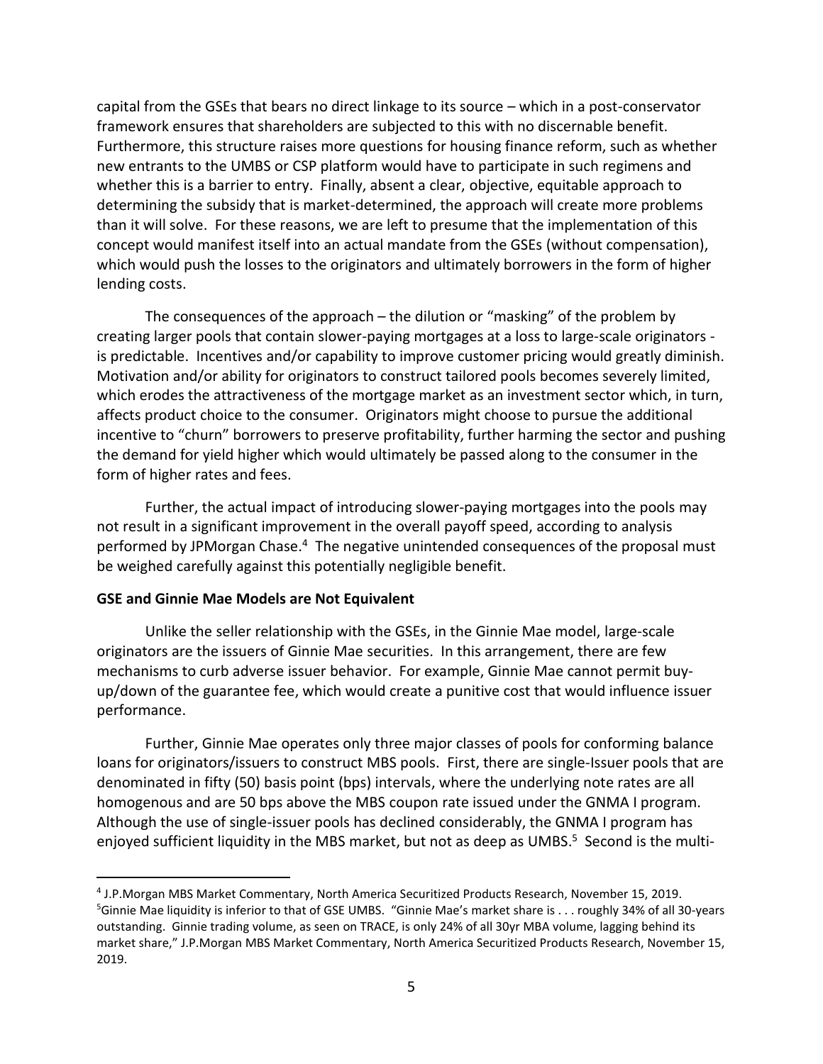capital from the GSEs that bears no direct linkage to its source – which in a post-conservator framework ensures that shareholders are subjected to this with no discernable benefit. Furthermore, this structure raises more questions for housing finance reform, such as whether new entrants to the UMBS or CSP platform would have to participate in such regimens and whether this is a barrier to entry. Finally, absent a clear, objective, equitable approach to determining the subsidy that is market-determined, the approach will create more problems than it will solve. For these reasons, we are left to presume that the implementation of this concept would manifest itself into an actual mandate from the GSEs (without compensation), which would push the losses to the originators and ultimately borrowers in the form of higher lending costs.

The consequences of the approach – the dilution or "masking" of the problem by creating larger pools that contain slower-paying mortgages at a loss to large-scale originators - is predictable. Incentives and/or capability to improve customer pricing would greatly diminish. Motivation and/or ability for originators to construct tailored pools becomes severely limited, which erodes the attractiveness of the mortgage market as an investment sector which, in turn, affects product choice to the consumer. Originators might choose to pursue the additional incentive to "churn" borrowers to preserve profitability, further harming the sector and pushing the demand for yield higher which would ultimately be passed along to the consumer in the form of higher rates and fees.

Further, the actual impact of introducing slower-paying mortgages into the pools may not result in a significant improvement in the overall payoff speed, according to analysis performed by JPMorgan Chase.[4] The negative unintended consequences of the proposal must be weighed carefully against this potentially negligible benefit.

**GSE and Ginnie Mae Models are Not Equivalent**

Unlike the seller relationship with the GSEs, in the Ginnie Mae model, large-scale originators are the issuers of Ginnie Mae securities. In this arrangement, there are few mechanisms to curb adverse issuer behavior. For example, Ginnie Mae cannot permit buy-up/down of the guarantee fee, which would create a punitive cost that would influence issuer performance.

Further, Ginnie Mae operates only three major classes of pools for conforming balance loans for originators/issuers to construct MBS pools. First, there are single-Issuer pools that are denominated in fifty (50) basis point (bps) intervals, where the underlying note rates are all homogenous and are 50 bps above the MBS coupon rate issued under the GNMA I program. Although the use of single-issuer pools has declined considerably, the GNMA I program has enjoyed sufficient liquidity in the MBS market, but not as deep as UMBS.[5] Second is the multi-

[4] J.P.Morgan MBS Market Commentary, North America Securitized Products Research, November 15, 2019.

[5] Ginnie Mae liquidity is inferior to that of GSE UMBS. "Ginnie Mae's market share is . . . roughly 34% of all 30-years outstanding. Ginnie trading volume, as seen on TRACE, is only 24% of all 30yr MBA volume, lagging behind its market share," J.P.Morgan MBS Market Commentary, North America Securitized Products Research, November 15, 2019.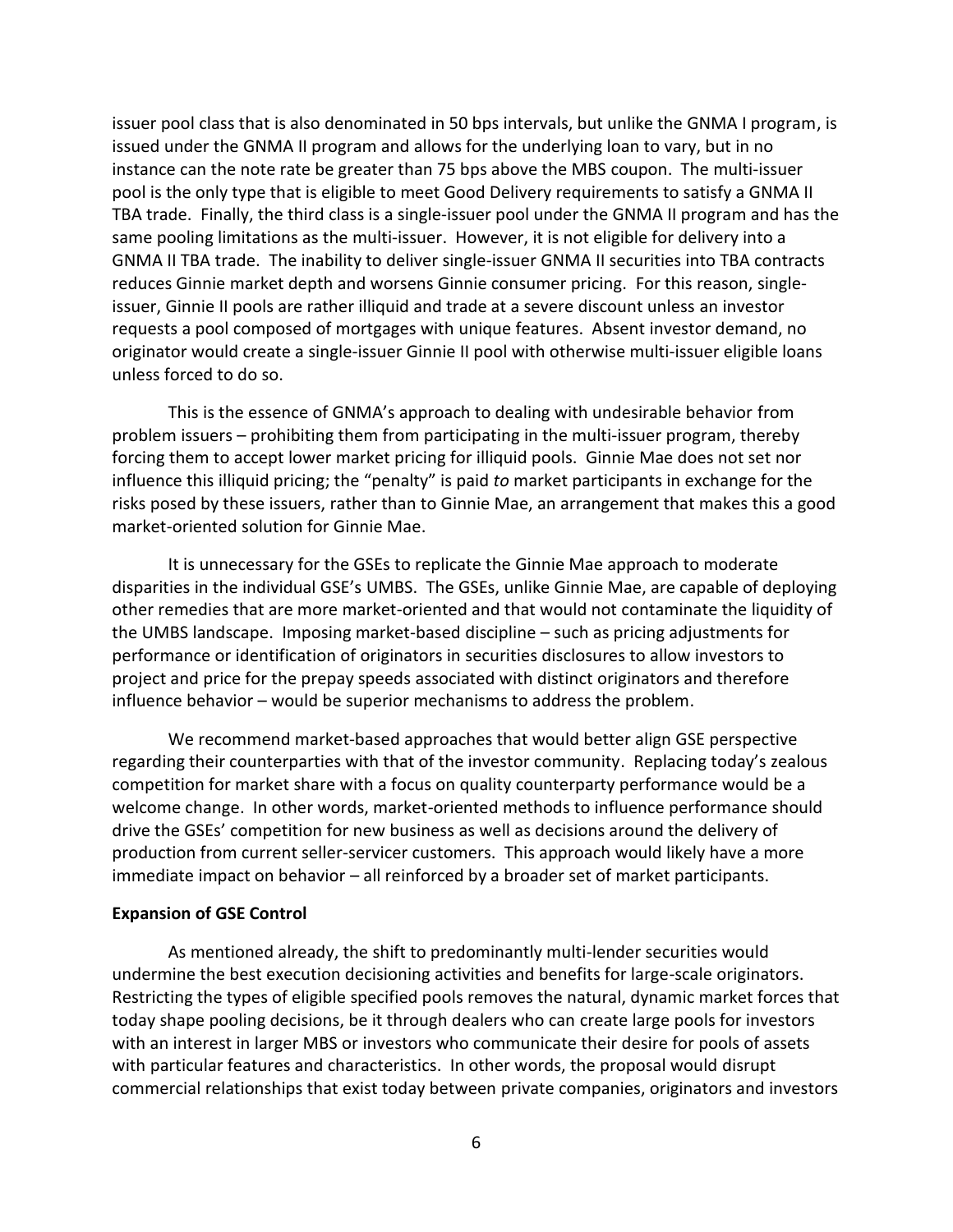issuer pool class that is also denominated in 50 bps intervals, but unlike the GNMA I program, is issued under the GNMA II program and allows for the underlying loan to vary, but in no instance can the note rate be greater than 75 bps above the MBS coupon. The multi-issuer pool is the only type that is eligible to meet Good Delivery requirements to satisfy a GNMA II TBA trade. Finally, the third class is a single-issuer pool under the GNMA II program and has the same pooling limitations as the multi-issuer. However, it is not eligible for delivery into a GNMA II TBA trade. The inability to deliver single-issuer GNMA II securities into TBA contracts reduces Ginnie market depth and worsens Ginnie consumer pricing. For this reason, single-issuer, Ginnie II pools are rather illiquid and trade at a severe discount unless an investor requests a pool composed of mortgages with unique features. Absent investor demand, no originator would create a single-issuer Ginnie II pool with otherwise multi-issuer eligible loans unless forced to do so.

This is the essence of GNMA's approach to dealing with undesirable behavior from problem issuers – prohibiting them from participating in the multi-issuer program, thereby forcing them to accept lower market pricing for illiquid pools. Ginnie Mae does not set nor influence this illiquid pricing; the "penalty" is paid *to* market participants in exchange for the risks posed by these issuers, rather than to Ginnie Mae, an arrangement that makes this a good market-oriented solution for Ginnie Mae.

It is unnecessary for the GSEs to replicate the Ginnie Mae approach to moderate disparities in the individual GSE's UMBS. The GSEs, unlike Ginnie Mae, are capable of deploying other remedies that are more market-oriented and that would not contaminate the liquidity of the UMBS landscape. Imposing market-based discipline – such as pricing adjustments for performance or identification of originators in securities disclosures to allow investors to project and price for the prepay speeds associated with distinct originators and therefore influence behavior – would be superior mechanisms to address the problem.

We recommend market-based approaches that would better align GSE perspective regarding their counterparties with that of the investor community. Replacing today's zealous competition for market share with a focus on quality counterparty performance would be a welcome change. In other words, market-oriented methods to influence performance should drive the GSEs' competition for new business as well as decisions around the delivery of production from current seller-servicer customers. This approach would likely have a more immediate impact on behavior – all reinforced by a broader set of market participants.

**Expansion of GSE Control**

As mentioned already, the shift to predominantly multi-lender securities would undermine the best execution decisioning activities and benefits for large-scale originators. Restricting the types of eligible specified pools removes the natural, dynamic market forces that today shape pooling decisions, be it through dealers who can create large pools for investors with an interest in larger MBS or investors who communicate their desire for pools of assets with particular features and characteristics. In other words, the proposal would disrupt commercial relationships that exist today between private companies, originators and investors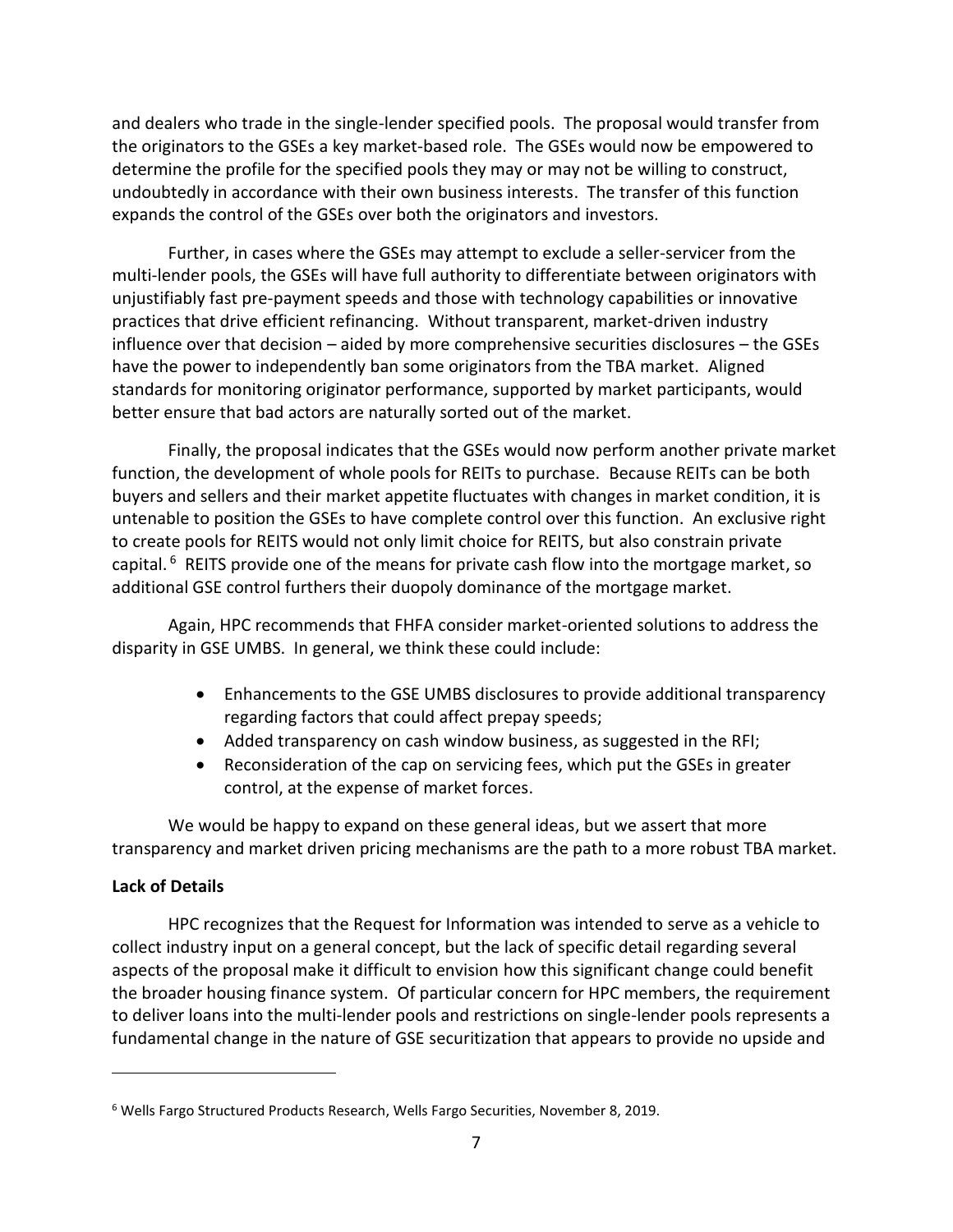and dealers who trade in the single-lender specified pools. The proposal would transfer from the originators to the GSEs a key market-based role. The GSEs would now be empowered to determine the profile for the specified pools they may or may not be willing to construct, undoubtedly in accordance with their own business interests. The transfer of this function expands the control of the GSEs over both the originators and investors.

Further, in cases where the GSEs may attempt to exclude a seller-servicer from the multi-lender pools, the GSEs will have full authority to differentiate between originators with unjustifiably fast pre-payment speeds and those with technology capabilities or innovative practices that drive efficient refinancing. Without transparent, market-driven industry influence over that decision – aided by more comprehensive securities disclosures – the GSEs have the power to independently ban some originators from the TBA market. Aligned standards for monitoring originator performance, supported by market participants, would better ensure that bad actors are naturally sorted out of the market.

Finally, the proposal indicates that the GSEs would now perform another private market function, the development of whole pools for REITs to purchase. Because REITs can be both buyers and sellers and their market appetite fluctuates with changes in market condition, it is untenable to position the GSEs to have complete control over this function. An exclusive right to create pools for REITS would not only limit choice for REITS, but also constrain private capital.[6] REITS provide one of the means for private cash flow into the mortgage market, so additional GSE control furthers their duopoly dominance of the mortgage market.

Again, HPC recommends that FHFA consider market-oriented solutions to address the disparity in GSE UMBS. In general, we think these could include:

- Enhancements to the GSE UMBS disclosures to provide additional transparency regarding factors that could affect prepay speeds;
- Added transparency on cash window business, as suggested in the RFI;
- Reconsideration of the cap on servicing fees, which put the GSEs in greater control, at the expense of market forces.

We would be happy to expand on these general ideas, but we assert that more transparency and market driven pricing mechanisms are the path to a more robust TBA market.

**Lack of Details**

HPC recognizes that the Request for Information was intended to serve as a vehicle to collect industry input on a general concept, but the lack of specific detail regarding several aspects of the proposal make it difficult to envision how this significant change could benefit the broader housing finance system. Of particular concern for HPC members, the requirement to deliver loans into the multi-lender pools and restrictions on single-lender pools represents a fundamental change in the nature of GSE securitization that appears to provide no upside and

[6] Wells Fargo Structured Products Research, Wells Fargo Securities, November 8, 2019.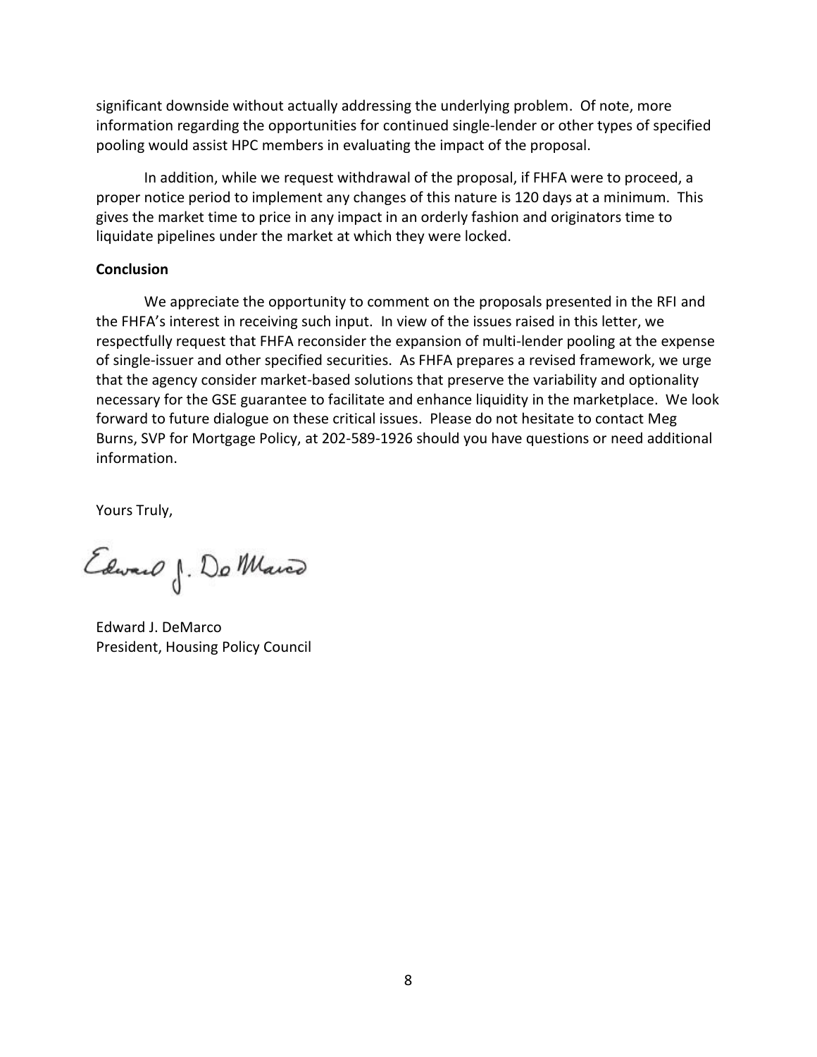significant downside without actually addressing the underlying problem. Of note, more information regarding the opportunities for continued single-lender or other types of specified pooling would assist HPC members in evaluating the impact of the proposal.

In addition, while we request withdrawal of the proposal, if FHFA were to proceed, a proper notice period to implement any changes of this nature is 120 days at a minimum. This gives the market time to price in any impact in an orderly fashion and originators time to liquidate pipelines under the market at which they were locked.

**Conclusion**

We appreciate the opportunity to comment on the proposals presented in the RFI and the FHFA's interest in receiving such input. In view of the issues raised in this letter, we respectfully request that FHFA reconsider the expansion of multi-lender pooling at the expense of single-issuer and other specified securities. As FHFA prepares a revised framework, we urge that the agency consider market-based solutions that preserve the variability and optionality necessary for the GSE guarantee to facilitate and enhance liquidity in the marketplace. We look forward to future dialogue on these critical issues. Please do not hesitate to contact Meg Burns, SVP for Mortgage Policy, at 202-589-1926 should you have questions or need additional information.

Yours Truly,

Edward J. DeMarco
President, Housing Policy Council